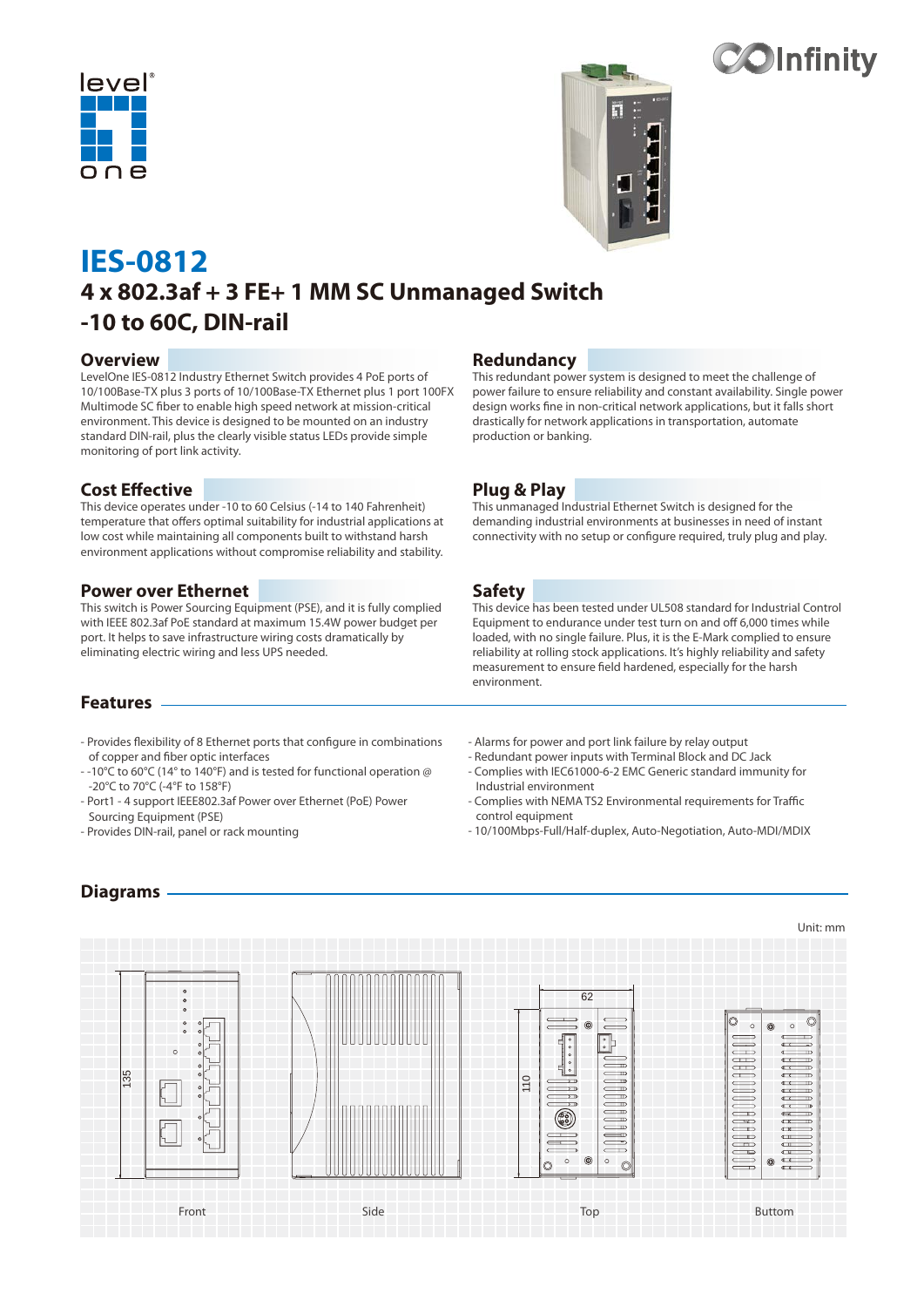# IES-0812

## 4 x 802.3af + 3 FE+ 1 MM SC Unmanaged Switch -10 to 60C, DIN-rail

### Overview

LevelOne IES-0812 Industry Ethernet Switch provides 4 PoE ports of 10/100Base-TX plus 3 ports of 10/100Base-TX Ethernet plus 1 port 100FX Multimode SC fiber to enable high speed network at mission-critical environment. This device is designed to be mounted on an industry standard DIN-rail, plus the clearly visible status LEDs provide simple monitoring of port link activity.

### Cost Effective

This device operates under -10 to 60 Celsius (-14 to 140 Fahrenheit) temperature that offers optimal suitability for industrial applications at low cost while maintaining all components built to withstand harsh environment applications without compromise reliability and stability.

### Power over Ethernet

This switch is Power Sourcing Equipment (PSE), and it is fully complied with IEEE 802.3af PoE standard at maximum 15.4W power budget per port. It helps to save infrastructure wiring costs dramatically by eliminating electric wiring and less UPS needed.

### Redundancy

This redundant power system is designed to meet the challenge of power failure to ensure reliability and constant availability. Single power design works fine in non-critical network applications, but it falls short drastically for network applications in transportation, automate production or banking.

### Plug & Play

This unmanaged Industrial Ethernet Switch is designed for the demanding industrial environments at businesses in need of instant connectivity with no setup or configure required, truly plug and play.

### Safety

This device has been tested under UL508 standard for Industrial Control Equipment to endurance under test turn on and off 6,000 times while loaded, with no single failure. Plus, it is the E-Mark complied to ensure reliability at rolling stock applications. It's highly reliability and safety measurement to ensure field hardened, especially for the harsh environment.

### Features

- Provides flexibility of 8 Ethernet ports that configure in combinations of copper and fiber optic interfaces
- -10°C to 60°C (14° to 140°F) and is tested for functional operation @ -20°C to 70°C (-4°F to 158°F)
- Port1 - 4 support IEEE802.3af Power over Ethernet (PoE) Power Sourcing Equipment (PSE)
- Provides DIN-rail, panel or rack mounting
- Alarms for power and port link failure by relay output
- Redundant power inputs with Terminal Block and DC Jack
- Complies with IEC61000-6-2 EMC Generic standard immunity for Industrial environment
- Complies with NEMA TS2 Environmental requirements for Traffic control equipment
- 10/100Mbps-Full/Half-duplex, Auto-Negotiation, Auto-MDI/MDIX

### Diagrams

Unit: mm

135

62

110

Front

Side

Top

Buttom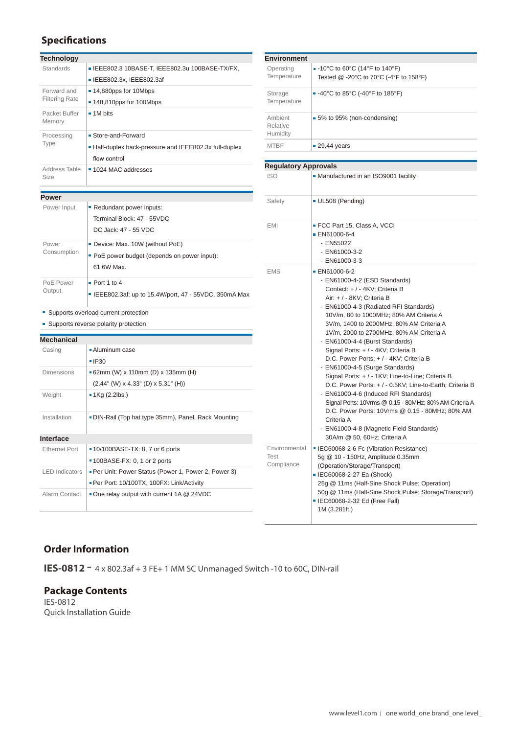## Specifications

### Technology

| | |
|---|---|
| Standards | ▪ IEEE802.3 10BASE-T, IEEE802.3u 100BASE-TX/FX,<br>▪ IEEE802.3x, IEEE802.3af |
| Forward and Filtering Rate | ▪ 14,880pps for 10Mbps<br>▪ 148,810pps for 100Mbps |
| Packet Buffer Memory | ▪ 1M bits |
| Processing Type | ▪ Store-and-Forward<br>▪ Half-duplex back-pressure and IEEE802.3x full-duplex flow control |
| Address Table Size | ▪ 1024 MAC addresses |

### Power

| | |
|---|---|
| Power Input | ▪ Redundant power inputs:<br>Terminal Block: 47 - 55VDC<br>DC Jack: 47 - 55 VDC |
| Power Consumption | ▪ Device: Max. 10W (without PoE)<br>▪ PoE power budget (depends on power input):<br>61.6W Max. |
| PoE Power Output | ▪ Port 1 to 4<br>▪ IEEE802.3af: up to 15.4W/port, 47 - 55VDC, 350mA Max |

- Supports overload current protection
- Supports reverse polarity protection

### Mechanical

| | |
|---|---|
| Casing | ▪ Aluminum case<br>▪ IP30 |
| Dimensions | ▪ 62mm (W) x 110mm (D) x 135mm (H)<br>(2.44" (W) x 4.33" (D) x 5.31" (H)) |
| Weight | ▪ 1Kg (2.2lbs.) |
| Installation | ▪ DIN-Rail (Top hat type 35mm), Panel, Rack Mounting |

### Interface

| | |
|---|---|
| Ethernet Port | ▪ 10/100BASE-TX: 8, 7 or 6 ports<br>▪ 100BASE-FX: 0, 1 or 2 ports |
| LED Indicators | ▪ Per Unit: Power Status (Power 1, Power 2, Power 3)<br>▪ Per Port: 10/100TX, 100FX: Link/Activity |
| Alarm Contact | ▪ One relay output with current 1A @ 24VDC |

### Environment

| | |
|---|---|
| Operating Temperature | ▪ -10°C to 60°C (14°F to 140°F)<br>Tested @ -20°C to 70°C (-4°F to 158°F) |
| Storage Temperature | ▪ -40°C to 85°C (-40°F to 185°F) |
| Ambient Relative Humidity | ▪ 5% to 95% (non-condensing) |
| MTBF | ▪ 29.44 years |

### Regulatory Approvals

| | |
|---|---|
| ISO | ▪ Manufactured in an ISO9001 facility |
| Safety | ▪ UL508 (Pending) |
| EMI | ▪ FCC Part 15, Class A, VCCI<br>▪ EN61000-6-4<br>- EN55022<br>- EN61000-3-2<br>- EN61000-3-3 |
| EMS | ▪ EN61000-6-2<br>- EN61000-4-2 (ESD Standards)<br>Contact: + / - 4KV; Criteria B<br>Air: + / - 8KV; Criteria B<br>- EN61000-4-3 (Radiated RFI Standards)<br>10V/m, 80 to 1000MHz; 80% AM Criteria A<br>3V/m, 1400 to 2000MHz; 80% AM Criteria A<br>1V/m, 2000 to 2700MHz; 80% AM Criteria A<br>- EN61000-4-4 (Burst Standards)<br>Signal Ports: + / - 4KV; Criteria B<br>D.C. Power Ports: + / - 4KV; Criteria B<br>- EN61000-4-5 (Surge Standards)<br>Signal Ports: + / - 1KV; Line-to-Line; Criteria B<br>D.C. Power Ports: + / - 0.5KV; Line-to-Earth; Criteria B<br>- EN61000-4-6 (Induced RFI Standards)<br>Signal Ports: 10Vrms @ 0.15 - 80MHz; 80% AM Criteria A<br>D.C. Power Ports: 10Vrms @ 0.15 - 80MHz; 80% AM Criteria A<br>- EN61000-4-8 (Magnetic Field Standards)<br>30A/m @ 50, 60Hz; Criteria A |
| Environmental Test Compliance | ▪ IEC60068-2-6 Fc (Vibration Resistance)<br>5g @ 10 - 150Hz, Amplitude 0.35mm<br>(Operation/Storage/Transport)<br>▪ IEC60068-2-27 Ea (Shock)<br>25g @ 11ms (Half-Sine Shock Pulse; Operation)<br>50g @ 11ms (Half-Sine Shock Pulse; Storage/Transport)<br>▪ IEC60068-2-32 Ed (Free Fall)<br>1M (3.281ft.) |

## Order Information

**IES-0812** - 4 x 802.3af + 3 FE+ 1 MM SC Unmanaged Switch -10 to 60C, DIN-rail

## Package Contents

IES-0812
Quick Installation Guide

www.level1.com | one world_one brand_one level_